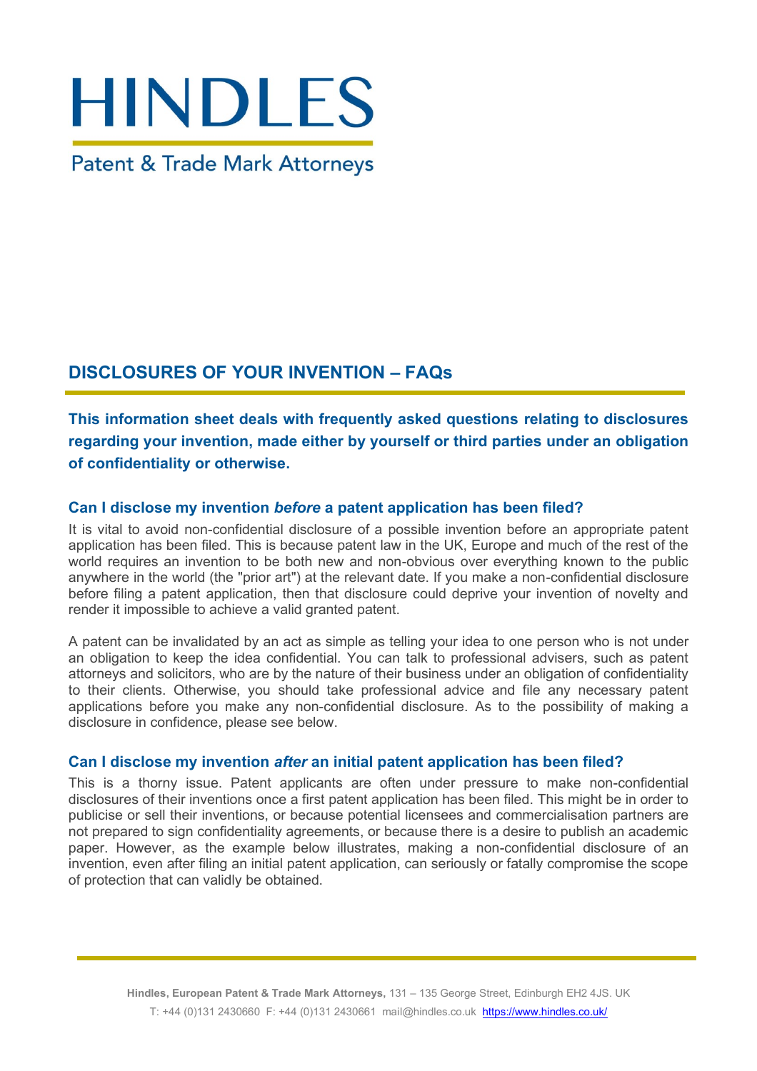# HINDLES

Patent & Trade Mark Attorneys

## DISCLOSURES OF YOUR INVENTION – FAQs

**This information sheet deals with frequently asked questions relating to disclosures regarding your invention, made either by yourself or third parties under an obligation of confidentiality or otherwise.**

### Can I disclose my invention *before* a patent application has been filed?

It is vital to avoid non-confidential disclosure of a possible invention before an appropriate patent application has been filed. This is because patent law in the UK, Europe and much of the rest of the world requires an invention to be both new and non-obvious over everything known to the public anywhere in the world (the "prior art") at the relevant date. If you make a non-confidential disclosure before filing a patent application, then that disclosure could deprive your invention of novelty and render it impossible to achieve a valid granted patent.

A patent can be invalidated by an act as simple as telling your idea to one person who is not under an obligation to keep the idea confidential. You can talk to professional advisers, such as patent attorneys and solicitors, who are by the nature of their business under an obligation of confidentiality to their clients. Otherwise, you should take professional advice and file any necessary patent applications before you make any non-confidential disclosure. As to the possibility of making a disclosure in confidence, please see below.

### Can I disclose my invention *after* an initial patent application has been filed?

This is a thorny issue. Patent applicants are often under pressure to make non-confidential disclosures of their inventions once a first patent application has been filed. This might be in order to publicise or sell their inventions, or because potential licensees and commercialisation partners are not prepared to sign confidentiality agreements, or because there is a desire to publish an academic paper. However, as the example below illustrates, making a non-confidential disclosure of an invention, even after filing an initial patent application, can seriously or fatally compromise the scope of protection that can validly be obtained.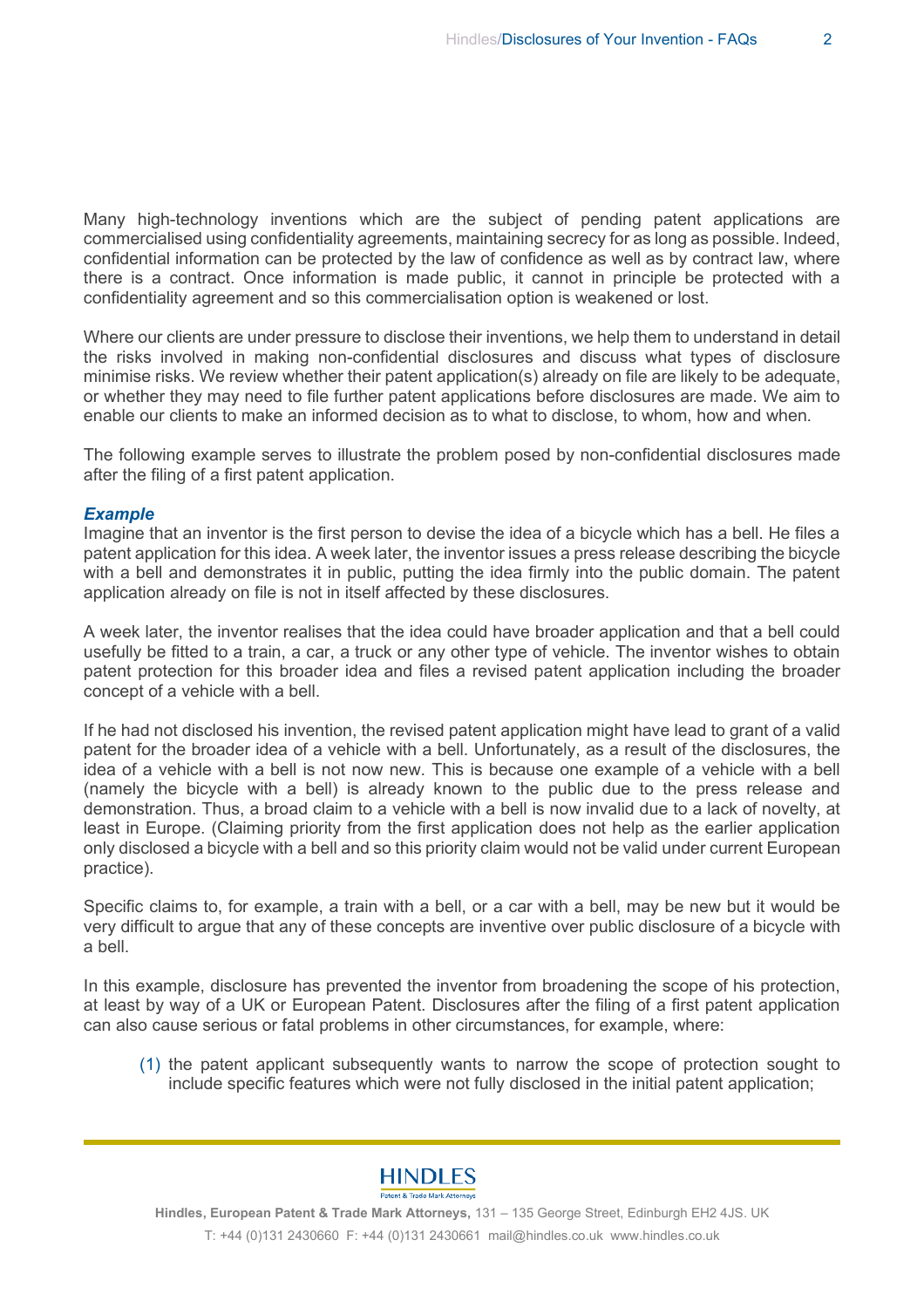Many high-technology inventions which are the subject of pending patent applications are commercialised using confidentiality agreements, maintaining secrecy for as long as possible. Indeed, confidential information can be protected by the law of confidence as well as by contract law, where there is a contract. Once information is made public, it cannot in principle be protected with a confidentiality agreement and so this commercialisation option is weakened or lost.

Where our clients are under pressure to disclose their inventions, we help them to understand in detail the risks involved in making non-confidential disclosures and discuss what types of disclosure minimise risks. We review whether their patent application(s) already on file are likely to be adequate, or whether they may need to file further patent applications before disclosures are made. We aim to enable our clients to make an informed decision as to what to disclose, to whom, how and when.

The following example serves to illustrate the problem posed by non-confidential disclosures made after the filing of a first patent application.

***Example***

Imagine that an inventor is the first person to devise the idea of a bicycle which has a bell. He files a patent application for this idea. A week later, the inventor issues a press release describing the bicycle with a bell and demonstrates it in public, putting the idea firmly into the public domain. The patent application already on file is not in itself affected by these disclosures.

A week later, the inventor realises that the idea could have broader application and that a bell could usefully be fitted to a train, a car, a truck or any other type of vehicle. The inventor wishes to obtain patent protection for this broader idea and files a revised patent application including the broader concept of a vehicle with a bell.

If he had not disclosed his invention, the revised patent application might have lead to grant of a valid patent for the broader idea of a vehicle with a bell. Unfortunately, as a result of the disclosures, the idea of a vehicle with a bell is not now new. This is because one example of a vehicle with a bell (namely the bicycle with a bell) is already known to the public due to the press release and demonstration. Thus, a broad claim to a vehicle with a bell is now invalid due to a lack of novelty, at least in Europe. (Claiming priority from the first application does not help as the earlier application only disclosed a bicycle with a bell and so this priority claim would not be valid under current European practice).

Specific claims to, for example, a train with a bell, or a car with a bell, may be new but it would be very difficult to argue that any of these concepts are inventive over public disclosure of a bicycle with a bell.

In this example, disclosure has prevented the inventor from broadening the scope of his protection, at least by way of a UK or European Patent. Disclosures after the filing of a first patent application can also cause serious or fatal problems in other circumstances, for example, where:

(1) the patent applicant subsequently wants to narrow the scope of protection sought to include specific features which were not fully disclosed in the initial patent application;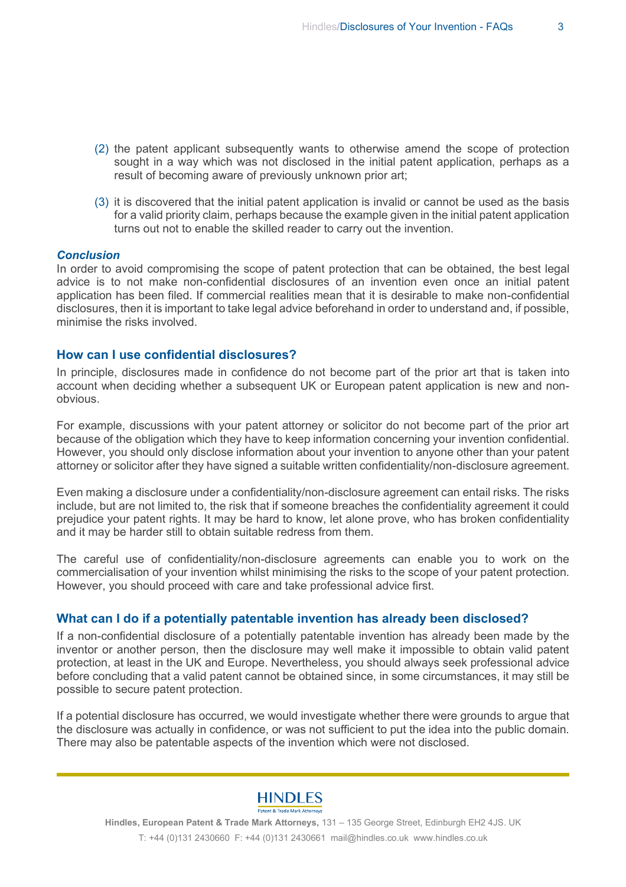(2) the patent applicant subsequently wants to otherwise amend the scope of protection sought in a way which was not disclosed in the initial patent application, perhaps as a result of becoming aware of previously unknown prior art;

(3) it is discovered that the initial patent application is invalid or cannot be used as the basis for a valid priority claim, perhaps because the example given in the initial patent application turns out not to enable the skilled reader to carry out the invention.

***Conclusion***

In order to avoid compromising the scope of patent protection that can be obtained, the best legal advice is to not make non-confidential disclosures of an invention even once an initial patent application has been filed. If commercial realities mean that it is desirable to make non-confidential disclosures, then it is important to take legal advice beforehand in order to understand and, if possible, minimise the risks involved.

## How can I use confidential disclosures?

In principle, disclosures made in confidence do not become part of the prior art that is taken into account when deciding whether a subsequent UK or European patent application is new and non-obvious.

For example, discussions with your patent attorney or solicitor do not become part of the prior art because of the obligation which they have to keep information concerning your invention confidential. However, you should only disclose information about your invention to anyone other than your patent attorney or solicitor after they have signed a suitable written confidentiality/non-disclosure agreement.

Even making a disclosure under a confidentiality/non-disclosure agreement can entail risks. The risks include, but are not limited to, the risk that if someone breaches the confidentiality agreement it could prejudice your patent rights. It may be hard to know, let alone prove, who has broken confidentiality and it may be harder still to obtain suitable redress from them.

The careful use of confidentiality/non-disclosure agreements can enable you to work on the commercialisation of your invention whilst minimising the risks to the scope of your patent protection. However, you should proceed with care and take professional advice first.

## What can I do if a potentially patentable invention has already been disclosed?

If a non-confidential disclosure of a potentially patentable invention has already been made by the inventor or another person, then the disclosure may well make it impossible to obtain valid patent protection, at least in the UK and Europe. Nevertheless, you should always seek professional advice before concluding that a valid patent cannot be obtained since, in some circumstances, it may still be possible to secure patent protection.

If a potential disclosure has occurred, we would investigate whether there were grounds to argue that the disclosure was actually in confidence, or was not sufficient to put the idea into the public domain. There may also be patentable aspects of the invention which were not disclosed.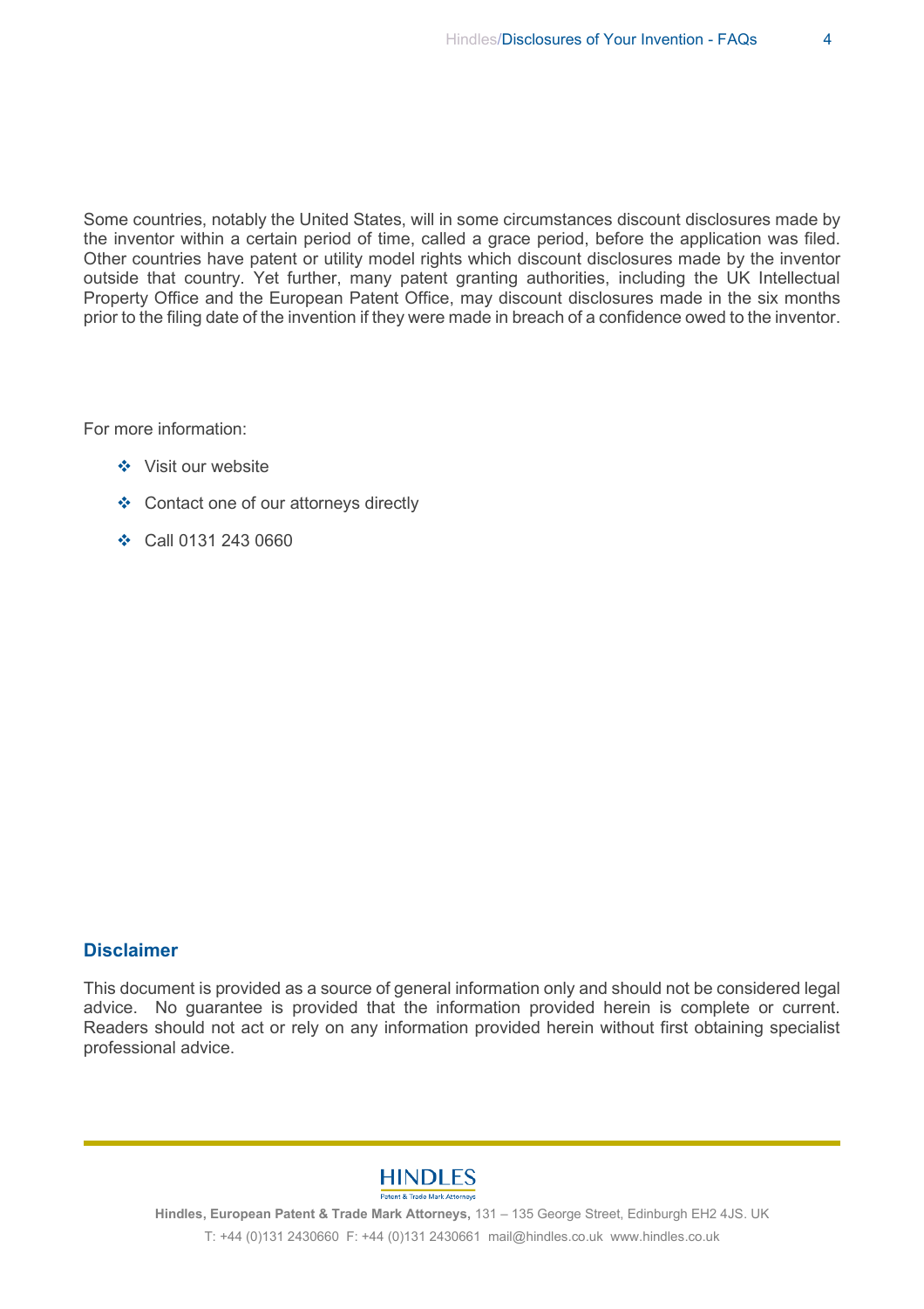Some countries, notably the United States, will in some circumstances discount disclosures made by the inventor within a certain period of time, called a grace period, before the application was filed. Other countries have patent or utility model rights which discount disclosures made by the inventor outside that country. Yet further, many patent granting authorities, including the UK Intellectual Property Office and the European Patent Office, may discount disclosures made in the six months prior to the filing date of the invention if they were made in breach of a confidence owed to the inventor.

For more information:

- Visit our website
- Contact one of our attorneys directly
- Call 0131 243 0660

## Disclaimer

This document is provided as a source of general information only and should not be considered legal advice. No guarantee is provided that the information provided herein is complete or current. Readers should not act or rely on any information provided herein without first obtaining specialist professional advice.

HINDLES
Patent & Trade Mark Attorneys

**Hindles, European Patent & Trade Mark Attorneys,** 131 – 135 George Street, Edinburgh EH2 4JS. UK
T: +44 (0)131 2430660 F: +44 (0)131 2430661 mail@hindles.co.uk www.hindles.co.uk